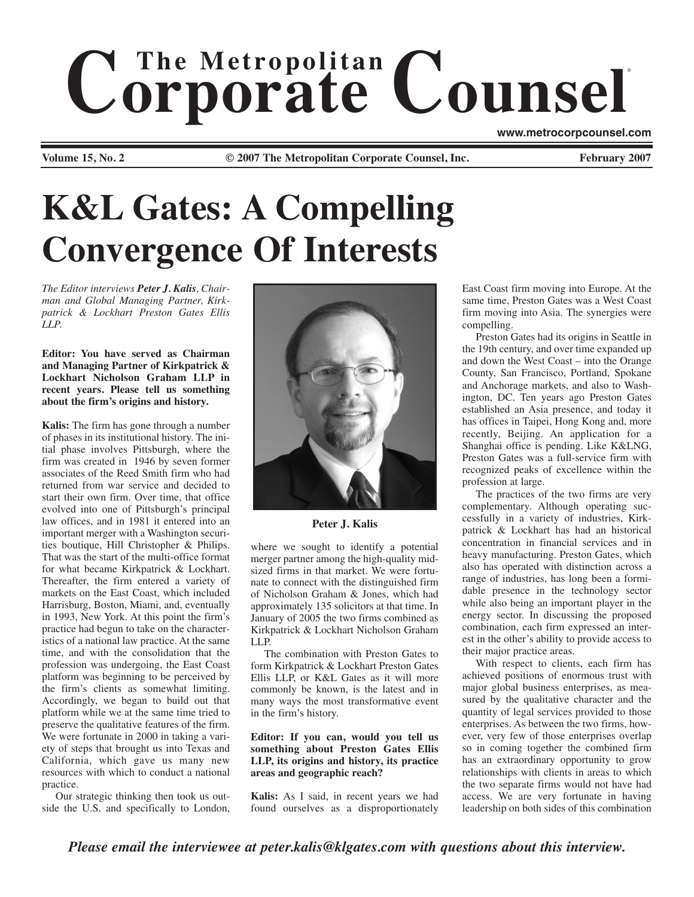# K&L Gates: A Compelling Convergence Of Interests

*The Editor interviews **Peter J. Kalis**, Chairman and Global Managing Partner, Kirkpatrick & Lockhart Preston Gates Ellis LLP.*

**Editor: You have served as Chairman and Managing Partner of Kirkpatrick & Lockhart Nicholson Graham LLP in recent years. Please tell us something about the firm's origins and history.**

**Kalis:** The firm has gone through a number of phases in its institutional history. The initial phase involves Pittsburgh, where the firm was created in 1946 by seven former associates of the Reed Smith firm who had returned from war service and decided to start their own firm. Over time, that office evolved into one of Pittsburgh's principal law offices, and in 1981 it entered into an important merger with a Washington securities boutique, Hill Christopher & Philips. That was the start of the multi-office format for what became Kirkpatrick & Lockhart. Thereafter, the firm entered a variety of markets on the East Coast, which included Harrisburg, Boston, Miami, and, eventually in 1993, New York. At this point the firm's practice had begun to take on the characteristics of a national law practice. At the same time, and with the consolidation that the profession was undergoing, the East Coast platform was beginning to be perceived by the firm's clients as somewhat limiting. Accordingly, we began to build out that platform while we at the same time tried to preserve the qualitative features of the firm. We were fortunate in 2000 in taking a variety of steps that brought us into Texas and California, which gave us many new resources with which to conduct a national practice.

Our strategic thinking then took us outside the U.S. and specifically to London, where we sought to identify a potential merger partner among the high-quality midsized firms in that market. We were fortunate to connect with the distinguished firm of Nicholson Graham & Jones, which had approximately 135 solicitors at that time. In January of 2005 the two firms combined as Kirkpatrick & Lockhart Nicholson Graham LLP.

The combination with Preston Gates to form Kirkpatrick & Lockhart Preston Gates Ellis LLP, or K&L Gates as it will more commonly be known, is the latest and in many ways the most transformative event in the firm's history.

**Peter J. Kalis**

**Editor: If you can, would you tell us something about Preston Gates Ellis LLP, its origins and history, its practice areas and geographic reach?**

**Kalis:** As I said, in recent years we had found ourselves as a disproportionately East Coast firm moving into Europe. At the same time, Preston Gates was a West Coast firm moving into Asia. The synergies were compelling.

Preston Gates had its origins in Seattle in the 19th century, and over time expanded up and down the West Coast – into the Orange County, San Francisco, Portland, Spokane and Anchorage markets, and also to Washington, DC. Ten years ago Preston Gates established an Asia presence, and today it has offices in Taipei, Hong Kong and, more recently, Beijing. An application for a Shanghai office is pending. Like K&LNG, Preston Gates was a full-service firm with recognized peaks of excellence within the profession at large.

The practices of the two firms are very complementary. Although operating successfully in a variety of industries, Kirkpatrick & Lockhart has had an historical concentration in financial services and in heavy manufacturing. Preston Gates, which also has operated with distinction across a range of industries, has long been a formidable presence in the technology sector while also being an important player in the energy sector. In discussing the proposed combination, each firm expressed an interest in the other's ability to provide access to their major practice areas.

With respect to clients, each firm has achieved positions of enormous trust with major global business enterprises, as measured by the qualitative character and the quantity of legal services provided to those enterprises. As between the two firms, however, very few of those enterprises overlap so in coming together the combined firm has an extraordinary opportunity to grow relationships with clients in areas to which the two separate firms would not have had access. We are very fortunate in having leadership on both sides of this combination

*Please email the interviewee at peter.kalis@klgates.com with questions about this interview.*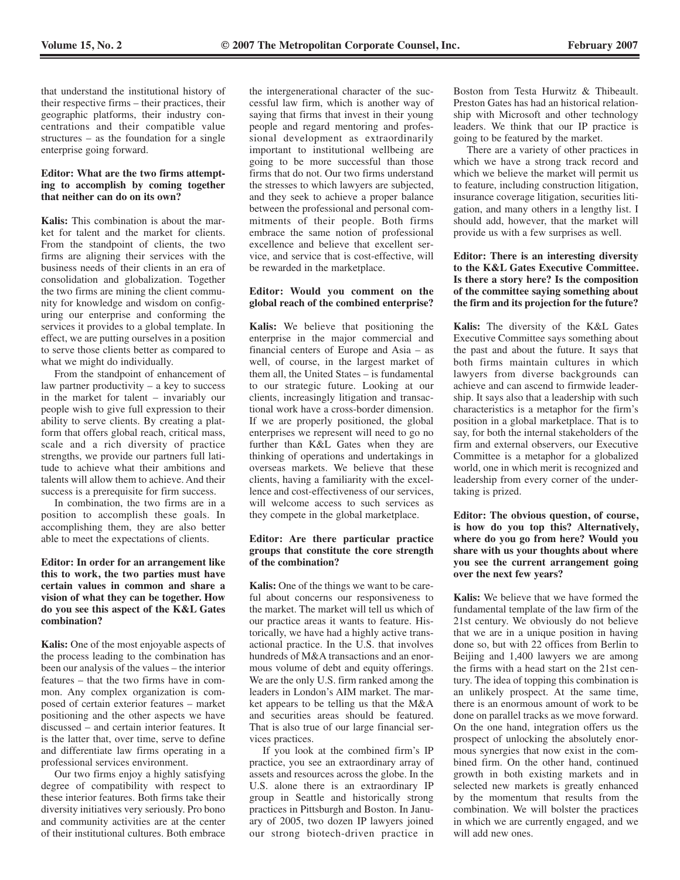that understand the institutional history of their respective firms – their practices, their geographic platforms, their industry concentrations and their compatible value structures – as the foundation for a single enterprise going forward.

**Editor: What are the two firms attempting to accomplish by coming together that neither can do on its own?**

**Kalis:** This combination is about the market for talent and the market for clients. From the standpoint of clients, the two firms are aligning their services with the business needs of their clients in an era of consolidation and globalization. Together the two firms are mining the client community for knowledge and wisdom on configuring our enterprise and conforming the services it provides to a global template. In effect, we are putting ourselves in a position to serve those clients better as compared to what we might do individually.

From the standpoint of enhancement of law partner productivity – a key to success in the market for talent – invariably our people wish to give full expression to their ability to serve clients. By creating a platform that offers global reach, critical mass, scale and a rich diversity of practice strengths, we provide our partners full latitude to achieve what their ambitions and talents will allow them to achieve. And their success is a prerequisite for firm success.

In combination, the two firms are in a position to accomplish these goals. In accomplishing them, they are also better able to meet the expectations of clients.

**Editor: In order for an arrangement like this to work, the two parties must have certain values in common and share a vision of what they can be together. How do you see this aspect of the K&L Gates combination?**

**Kalis:** One of the most enjoyable aspects of the process leading to the combination has been our analysis of the values – the interior features – that the two firms have in common. Any complex organization is composed of certain exterior features – market positioning and the other aspects we have discussed – and certain interior features. It is the latter that, over time, serve to define and differentiate law firms operating in a professional services environment.

Our two firms enjoy a highly satisfying degree of compatibility with respect to these interior features. Both firms take their diversity initiatives very seriously. Pro bono and community activities are at the center of their institutional cultures. Both embrace the intergenerational character of the successful law firm, which is another way of saying that firms that invest in their young people and regard mentoring and professional development as extraordinarily important to institutional wellbeing are going to be more successful than those firms that do not. Our two firms understand the stresses to which lawyers are subjected, and they seek to achieve a proper balance between the professional and personal commitments of their people. Both firms embrace the same notion of professional excellence and believe that excellent service, and service that is cost-effective, will be rewarded in the marketplace.

**Editor: Would you comment on the global reach of the combined enterprise?**

**Kalis:** We believe that positioning the enterprise in the major commercial and financial centers of Europe and Asia – as well, of course, in the largest market of them all, the United States – is fundamental to our strategic future. Looking at our clients, increasingly litigation and transactional work have a cross-border dimension. If we are properly positioned, the global enterprises we represent will need to go no further than K&L Gates when they are thinking of operations and undertakings in overseas markets. We believe that these clients, having a familiarity with the excellence and cost-effectiveness of our services, will welcome access to such services as they compete in the global marketplace.

**Editor: Are there particular practice groups that constitute the core strength of the combination?**

**Kalis:** One of the things we want to be careful about concerns our responsiveness to the market. The market will tell us which of our practice areas it wants to feature. Historically, we have had a highly active transactional practice. In the U.S. that involves hundreds of M&A transactions and an enormous volume of debt and equity offerings. We are the only U.S. firm ranked among the leaders in London's AIM market. The market appears to be telling us that the M&A and securities areas should be featured. That is also true of our large financial services practices.

If you look at the combined firm's IP practice, you see an extraordinary array of assets and resources across the globe. In the U.S. alone there is an extraordinary IP group in Seattle and historically strong practices in Pittsburgh and Boston. In January of 2005, two dozen IP lawyers joined our strong biotech-driven practice in Boston from Testa Hurwitz & Thibeault. Preston Gates has had an historical relationship with Microsoft and other technology leaders. We think that our IP practice is going to be featured by the market.

There are a variety of other practices in which we have a strong track record and which we believe the market will permit us to feature, including construction litigation, insurance coverage litigation, securities litigation, and many others in a lengthy list. I should add, however, that the market will provide us with a few surprises as well.

**Editor: There is an interesting diversity to the K&L Gates Executive Committee. Is there a story here? Is the composition of the committee saying something about the firm and its projection for the future?**

**Kalis:** The diversity of the K&L Gates Executive Committee says something about the past and about the future. It says that both firms maintain cultures in which lawyers from diverse backgrounds can achieve and can ascend to firmwide leadership. It says also that a leadership with such characteristics is a metaphor for the firm's position in a global marketplace. That is to say, for both the internal stakeholders of the firm and external observers, our Executive Committee is a metaphor for a globalized world, one in which merit is recognized and leadership from every corner of the undertaking is prized.

**Editor: The obvious question, of course, is how do you top this? Alternatively, where do you go from here? Would you share with us your thoughts about where you see the current arrangement going over the next few years?**

**Kalis:** We believe that we have formed the fundamental template of the law firm of the 21st century. We obviously do not believe that we are in a unique position in having done so, but with 22 offices from Berlin to Beijing and 1,400 lawyers we are among the firms with a head start on the 21st century. The idea of topping this combination is an unlikely prospect. At the same time, there is an enormous amount of work to be done on parallel tracks as we move forward. On the one hand, integration offers us the prospect of unlocking the absolutely enormous synergies that now exist in the combined firm. On the other hand, continued growth in both existing markets and in selected new markets is greatly enhanced by the momentum that results from the combination. We will bolster the practices in which we are currently engaged, and we will add new ones.